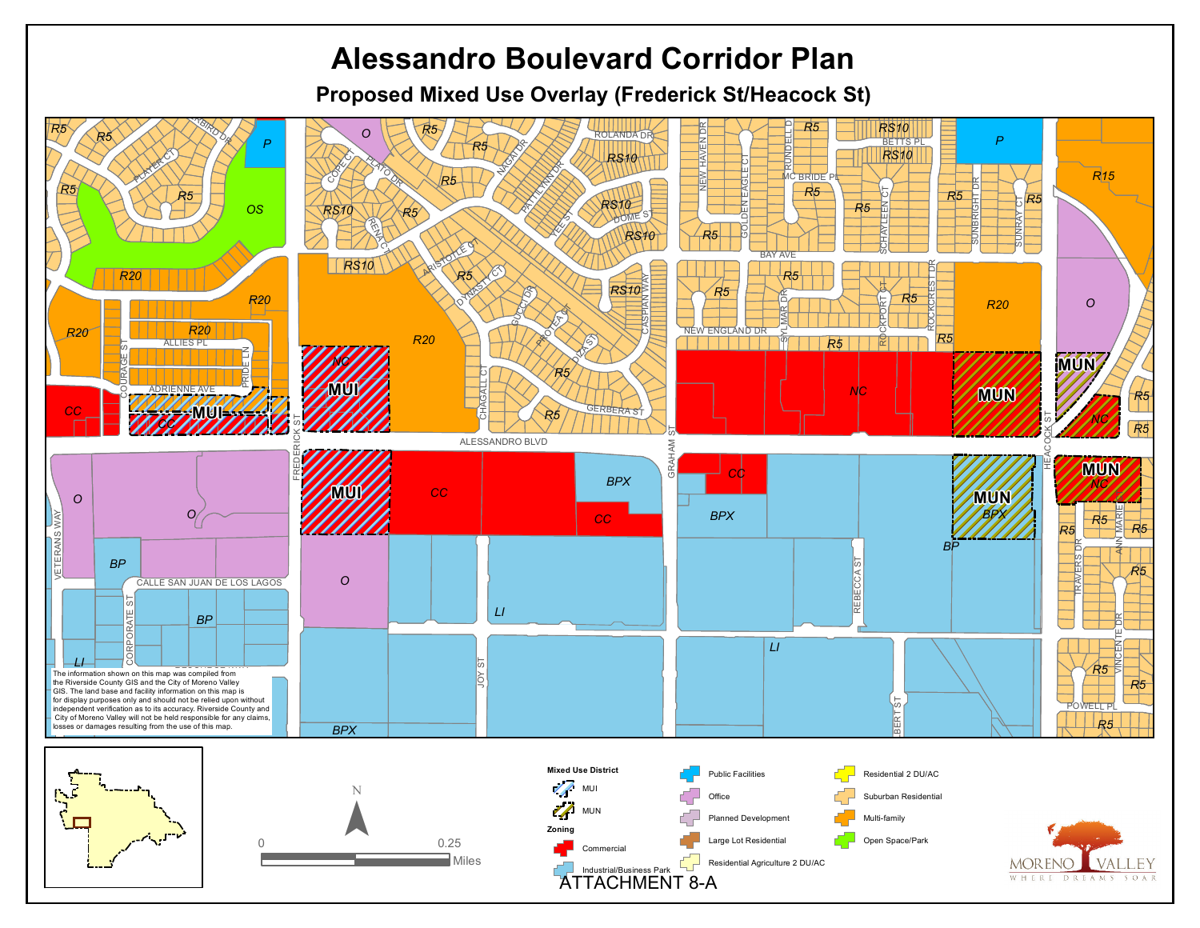# Alessandro Boulevard Corridor Plan

## Proposed Mixed Use Overlay (Frederick St/Heacock St)

The information shown on this map was compiled from the Riverside County GIS and the City of Moreno Valley GIS. The land base and facility information on this map is for display purposes only and should not be relied upon without independent verification as to its accuracy. Riverside County and City of Moreno Valley will not be held responsible for any claims, losses or damages resulting from the use of this map.

0 — 0.25 Miles

**Mixed Use District**

- MUI
- MUN

**Zoning**

- Commercial
- Industrial/Business Park
- Public Facilities
- Office
- Planned Development
- Large Lot Residential
- Residential Agriculture 2 DU/AC
- Residential 2 DU/AC
- Suburban Residential
- Multi-family
- Open Space/Park

MORENO VALLEY — WHERE DREAMS SOAR

ATTACHMENT 8-A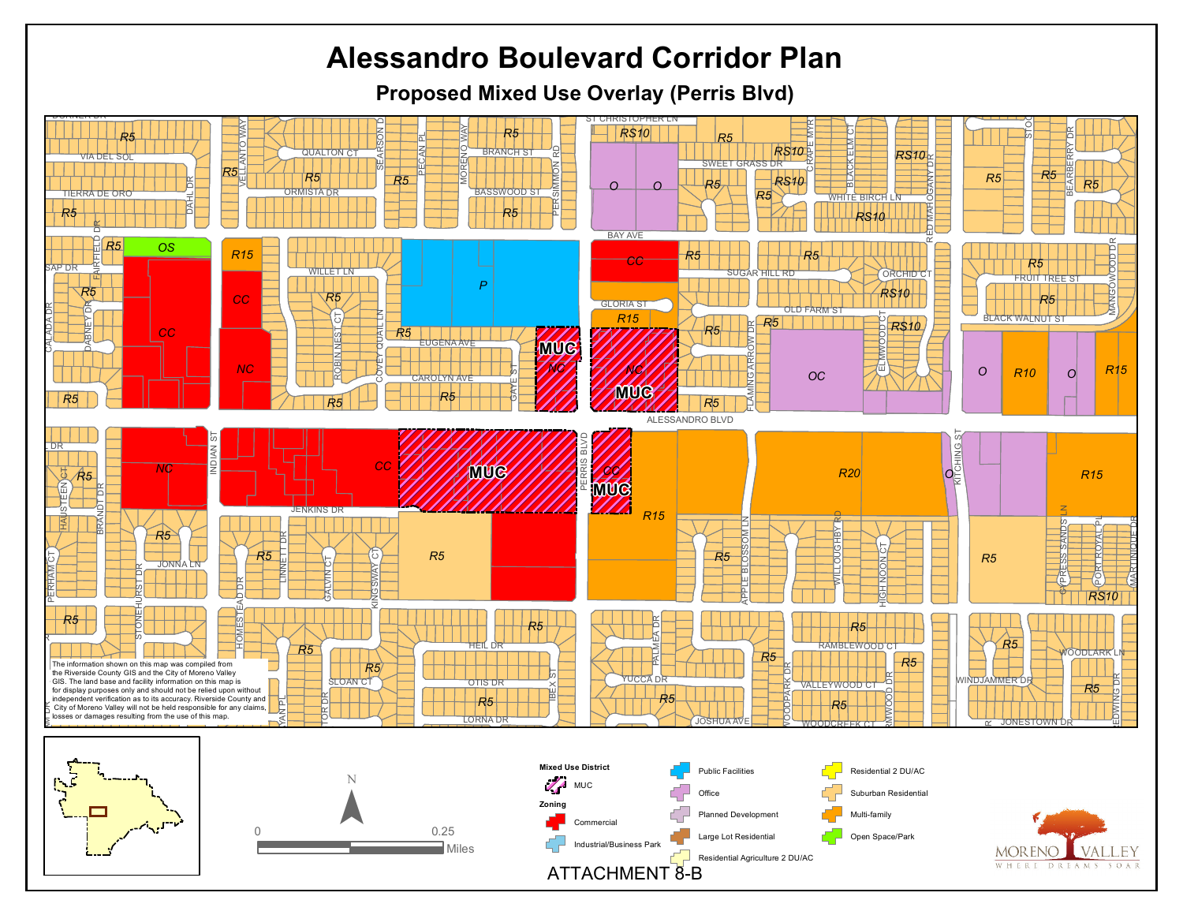# Alessandro Boulevard Corridor Plan

## Proposed Mixed Use Overlay (Perris Blvd)

The information shown on this map was compiled from the Riverside County GIS and the City of Moreno Valley GIS. The land base and facility information on this map is for display purposes only and should not be relied upon without independent verification as to its accuracy. Riverside County and City of Moreno Valley will not be held responsible for any claims, losses or damages resulting from the use of this map.

**Mixed Use District**

- MUC

**Zoning**

- Commercial
- Industrial/Business Park
- Public Facilities
- Office
- Planned Development
- Large Lot Residential
- Residential Agriculture 2 DU/AC
- Residential 2 DU/AC
- Suburban Residential
- Multi-family
- Open Space/Park

0 — 0.25 Miles

N

ATTACHMENT 8-B

MORENO VALLEY
WHERE DREAMS SOAR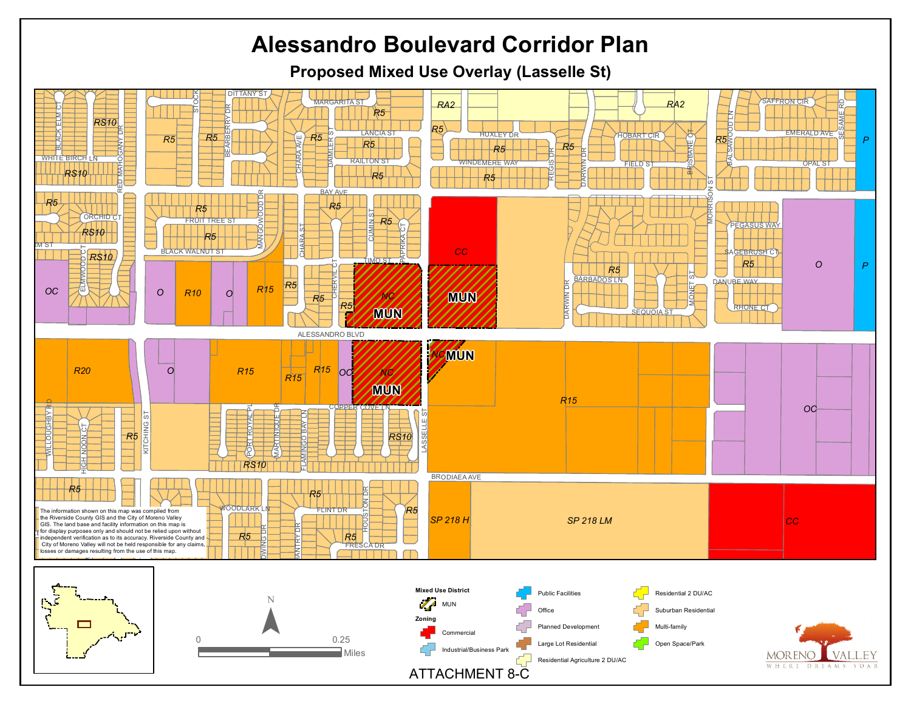# Alessandro Boulevard Corridor Plan

## Proposed Mixed Use Overlay (Lasselle St)

The information shown on this map was compiled from the Riverside County GIS and the City of Moreno Valley GIS. The land base and facility information on this map is for display purposes only and should not be relied upon without independent verification as to its accuracy. Riverside County and City of Moreno Valley will not be held responsible for any claims, losses or damages resulting from the use of this map.

**Mixed Use District**

- MUN

**Zoning**

- Commercial
- Industrial/Business Park
- Public Facilities
- Office
- Planned Development
- Large Lot Residential
- Residential Agriculture 2 DU/AC
- Residential 2 DU/AC
- Suburban Residential
- Multi-family
- Open Space/Park

0 — 0.25 Miles

N

ATTACHMENT 8-C

MORENO VALLEY — WHERE DREAMS SOAR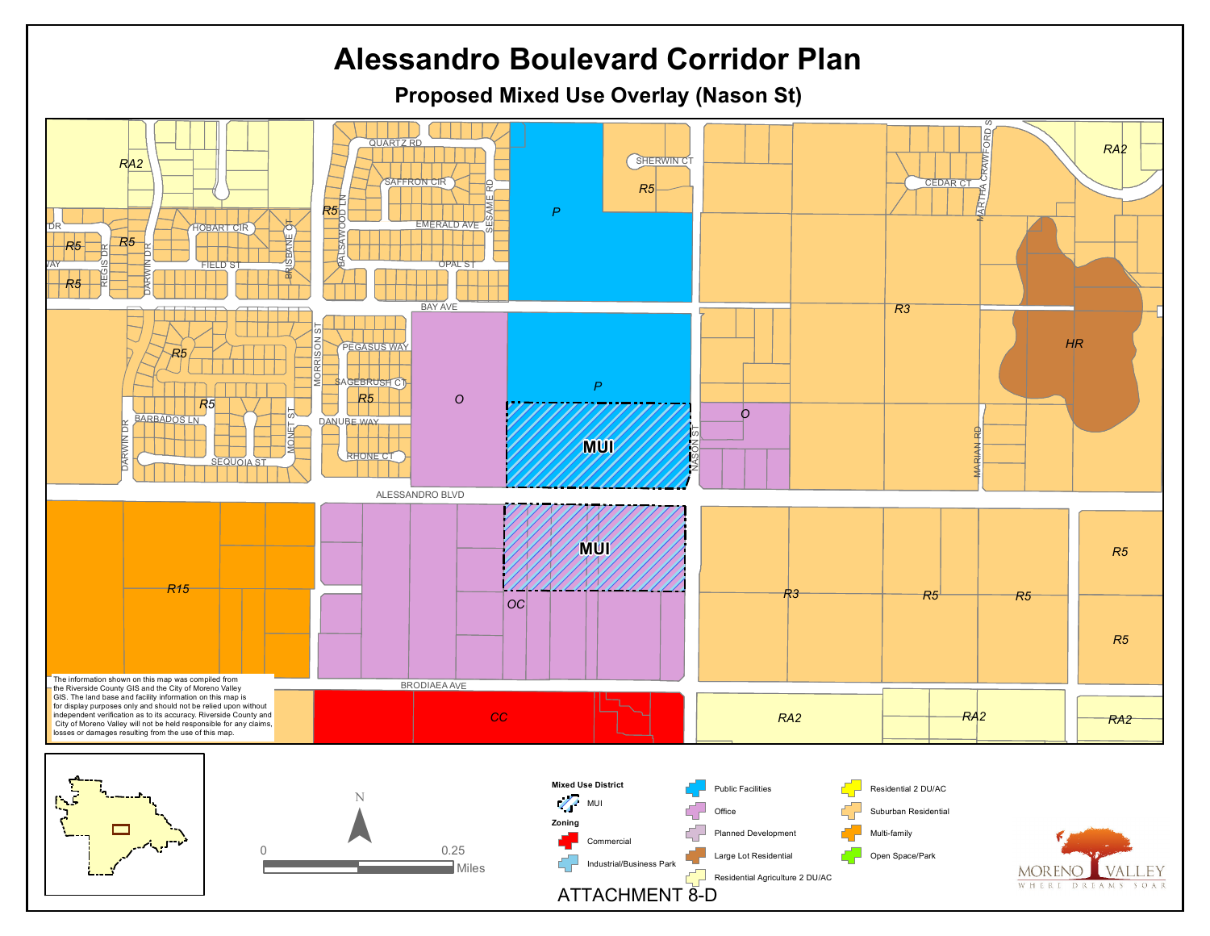# Alessandro Boulevard Corridor Plan

## Proposed Mixed Use Overlay (Nason St)

RA2
R5
R5
R5
R5
R5
R5
R5
P
P
O
O
MUI
MUI
OC
R15
CC
R3
R3
R5
R5
R5
R5
HR
RA2
RA2
RA2
RA2

QUARTZ RD
SAFFRON CIR
EMERALD AVE
SESAME RD
OPAL ST
SHERWIN CT
CEDAR CT
MARTHA CRAWFORD S
HOBART CIR
FIELD ST
REGIS DR
DARWIN DR
BRISBANE CT
BALSAWOOD LN
BAY AVE
MORRISON ST
PEGASUS WAY
SAGEBRUSH CT
DANUBE WAY
RHONE CT
BARBADOS LN
MONET ST
SEQUOIA ST
NASON ST
MARIAN RD
ALESSANDRO BLVD
BRODIAEA AVE

The information shown on this map was compiled from the Riverside County GIS and the City of Moreno Valley GIS. The land base and facility information on this map is for display purposes only and should not be relied upon without independent verification as to its accuracy. Riverside County and City of Moreno Valley will not be held responsible for any claims, losses or damages resulting from the use of this map.

N
0
0.25
Miles

Mixed Use District
- MUI

Zoning
- Commercial
- Industrial/Business Park
- Public Facilities
- Office
- Planned Development
- Large Lot Residential
- Residential Agriculture 2 DU/AC
- Residential 2 DU/AC
- Suburban Residential
- Multi-family
- Open Space/Park

MORENO VALLEY
WHERE DREAMS SOAR

ATTACHMENT 8-D